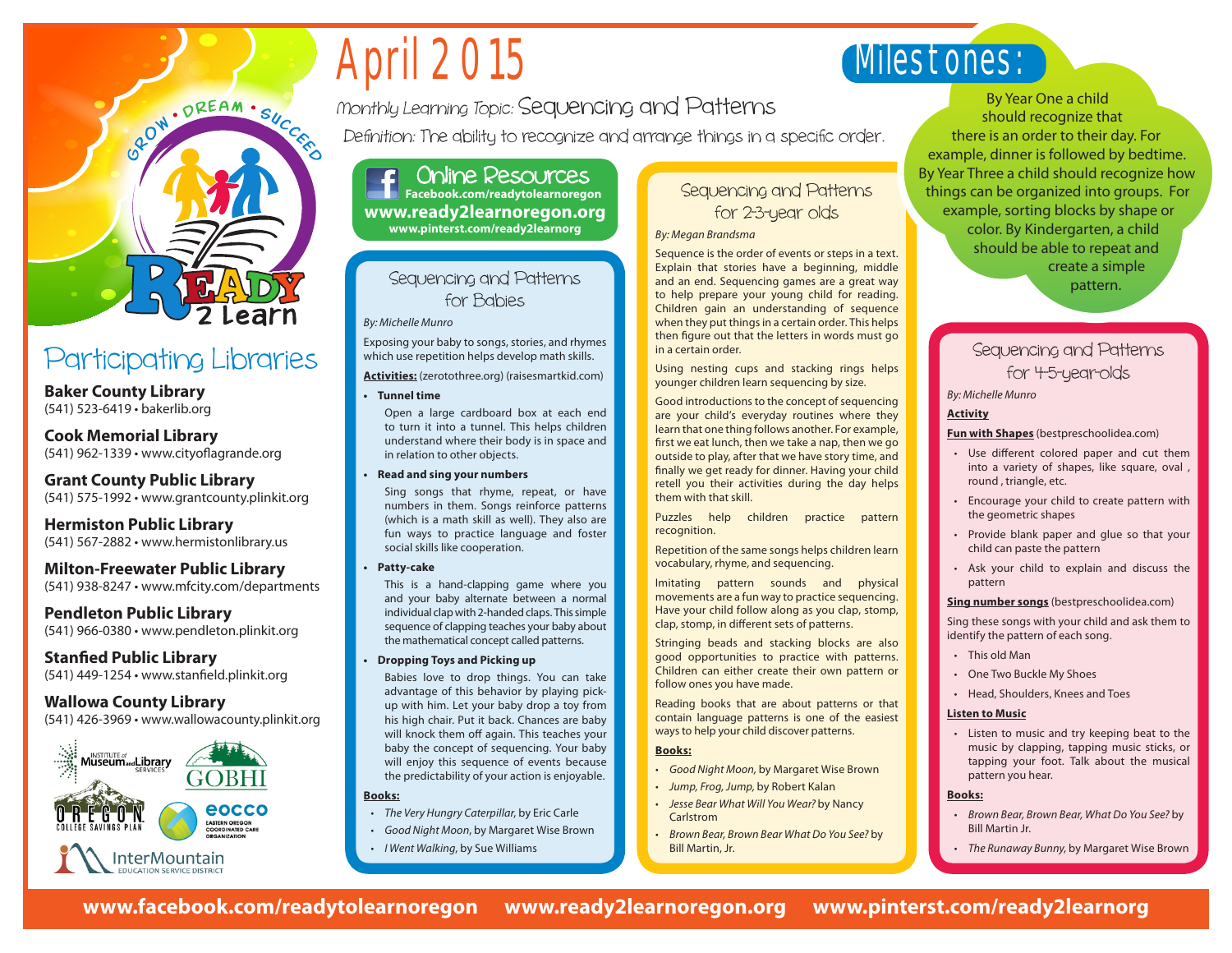# April 2015

Monthly Learning Topic: Sequencing and Patterns

Definition: The ability to recognize and arrange things in a specific order.

## Milestones:

By Year One a child should recognize that there is an order to their day. For example, dinner is followed by bedtime. By Year Three a child should recognize how things can be organized into groups. For example, sorting blocks by shape or color. By Kindergarten, a child should be able to repeat and create a simple pattern.

## Participating Libraries

**Baker County Library**
(541) 523-6419 • bakerlib.org

**Cook Memorial Library**
(541) 962-1339 • www.cityoflagrande.org

**Grant County Public Library**
(541) 575-1992 • www.grantcounty.plinkit.org

**Hermiston Public Library**
(541) 567-2882 • www.hermistonlibrary.us

**Milton-Freewater Public Library**
(541) 938-8247 • www.mfcity.com/departments

**Pendleton Public Library**
(541) 966-0380 • www.pendleton.plinkit.org

**Stanfied Public Library**
(541) 449-1254 • www.stanfield.plinkit.org

**Wallowa County Library**
(541) 426-3969 • www.wallowacounty.plinkit.org

## Online Resources

Facebook.com/readytolearnoregon
**www.ready2learnoregon.org**
www.pinterest.com/ready2learnorg

## Sequencing and Patterns for Babies

*By: Michelle Munro*

Exposing your baby to songs, stories, and rhymes which use repetition helps develop math skills.

**Activities:** (zerotothree.org) (raisesmartkid.com)

- **Tunnel time**

  Open a large cardboard box at each end to turn it into a tunnel. This helps children understand where their body is in space and in relation to other objects.

- **Read and sing your numbers**

  Sing songs that rhyme, repeat, or have numbers in them. Songs reinforce patterns (which is a math skill as well). They also are fun ways to practice language and foster social skills like cooperation.

- **Patty-cake**

  This is a hand-clapping game where you and your baby alternate between a normal individual clap with 2-handed claps. This simple sequence of clapping teaches your baby about the mathematical concept called patterns.

- **Dropping Toys and Picking up**

  Babies love to drop things. You can take advantage of this behavior by playing pick-up with him. Let your baby drop a toy from his high chair. Put it back. Chances are baby will knock them off again. This teaches your baby the concept of sequencing. Your baby will enjoy this sequence of events because the predictability of your action is enjoyable.

**Books:**

- *The Very Hungry Caterpillar*, by Eric Carle
- *Good Night Moon*, by Margaret Wise Brown
- *I Went Walking*, by Sue Williams

## Sequencing and Patterns for 2-3-year olds

*By: Megan Brandsma*

Sequence is the order of events or steps in a text. Explain that stories have a beginning, middle and an end. Sequencing games are a great way to help prepare your young child for reading. Children gain an understanding of sequence when they put things in a certain order. This helps then figure out that the letters in words must go in a certain order.

Using nesting cups and stacking rings helps younger children learn sequencing by size.

Good introductions to the concept of sequencing are your child's everyday routines where they learn that one thing follows another. For example, first we eat lunch, then we take a nap, then we go outside to play, after that we have story time, and finally we get ready for dinner. Having your child retell you their activities during the day helps them with that skill.

Puzzles help children practice pattern recognition.

Repetition of the same songs helps children learn vocabulary, rhyme, and sequencing.

Imitating pattern sounds and physical movements are a fun way to practice sequencing. Have your child follow along as you clap, stomp, clap, stomp, in different sets of patterns.

Stringing beads and stacking blocks are also good opportunities to practice with patterns. Children can either create their own pattern or follow ones you have made.

Reading books that are about patterns or that contain language patterns is one of the easiest ways to help your child discover patterns.

**Books:**

- *Good Night Moon*, by Margaret Wise Brown
- *Jump, Frog, Jump*, by Robert Kalan
- *Jesse Bear What Will You Wear?* by Nancy Carlstrom
- *Brown Bear, Brown Bear What Do You See?* by Bill Martin, Jr.

## Sequencing and Patterns for 4-5-year-olds

*By: Michelle Munro*

**Activity**

**Fun with Shapes** (bestpreschoolidea.com)

- Use different colored paper and cut them into a variety of shapes, like square, oval , round , triangle, etc.
- Encourage your child to create pattern with the geometric shapes
- Provide blank paper and glue so that your child can paste the pattern
- Ask your child to explain and discuss the pattern

**Sing number songs** (bestpreschoolidea.com)

Sing these songs with your child and ask them to identify the pattern of each song.

- This old Man
- One Two Buckle My Shoes
- Head, Shoulders, Knees and Toes

**Listen to Music**

- Listen to music and try keeping beat to the music by clapping, tapping music sticks, or tapping your foot. Talk about the musical pattern you hear.

**Books:**

- *Brown Bear, Brown Bear, What Do You See?* by Bill Martin Jr.
- *The Runaway Bunny*, by Margaret Wise Brown

**www.facebook.com/readytolearnoregon   www.ready2learnoregon.org   www.pinterest.com/ready2learnorg**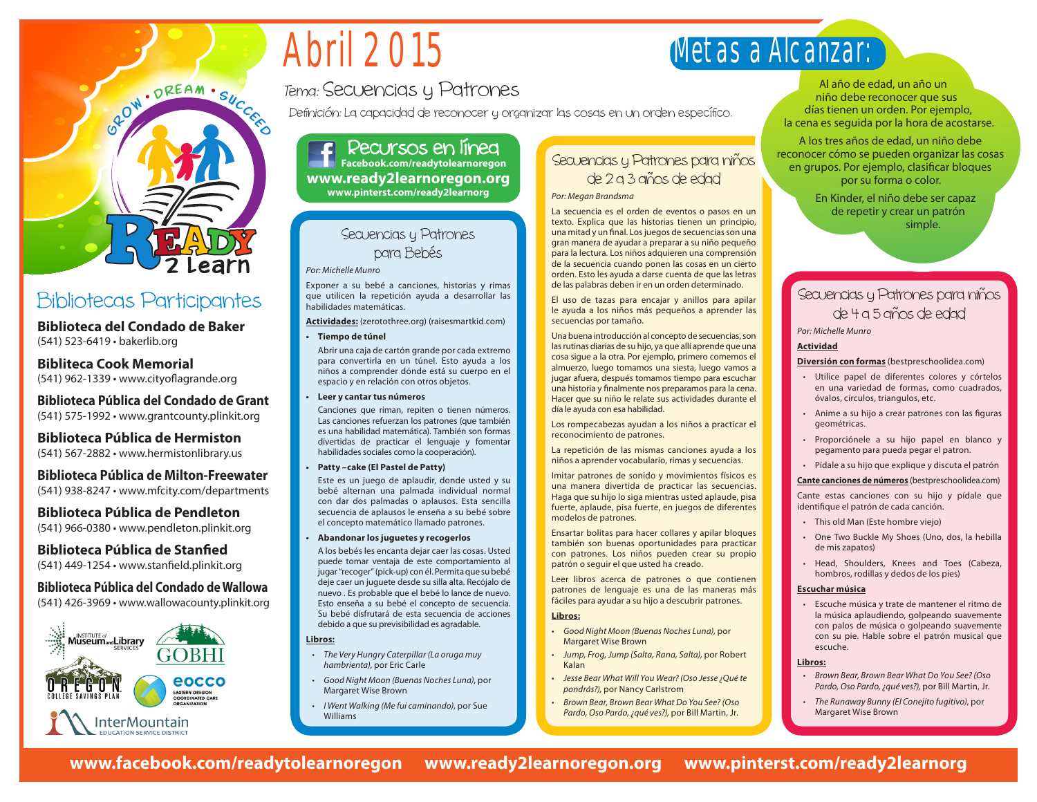# Abril 2015

Tema: Secuencias y Patrones

Definición: La capacidad de reconocer y organizar las cosas en un orden específico.

## Metas a Alcanzar:

Al año de edad, un año un niño debe reconocer que sus días tienen un orden. Por ejemplo, la cena es seguida por la hora de acostarse.

A los tres años de edad, un niño debe reconocer cómo se pueden organizar las cosas en grupos. Por ejemplo, clasificar bloques por su forma o color.

En Kinder, el niño debe ser capaz de repetir y crear un patrón simple.

GROW • DREAM • SUCCEED

READY 2 Learn

## Bibliotecas Participantes

**Biblioteca del Condado de Baker**
(541) 523-6419 • bakerlib.org

**Bibliteca Cook Memorial**
(541) 962-1339 • www.cityoflagrande.org

**Biblioteca Pública del Condado de Grant**
(541) 575-1992 • www.grantcounty.plinkit.org

**Biblioteca Pública de Hermiston**
(541) 567-2882 • www.hermistonlibrary.us

**Biblioteca Pública de Milton-Freewater**
(541) 938-8247 • www.mfcity.com/departments

**Biblioteca Pública de Pendleton**
(541) 966-0380 • www.pendleton.plinkit.org

**Biblioteca Pública de Stanfied**
(541) 449-1254 • www.stanfield.plinkit.org

**Biblioteca Pública del Condado de Wallowa**
(541) 426-3969 • www.wallowacounty.plinkit.org

Institute of Museum and Library Services • GOBHI • Oregon College Savings Plan • EOCCO Eastern Oregon Coordinated Care Organization • InterMountain Education Service District

## Recursos en línea

**Facebook.com/readytolearnoregon**
**www.ready2learnoregon.org**
**www.pinterest.com/ready2learnorg**

## Secuencias y Patrones para Bebés

*Por: Michelle Munro*

Exponer a su bebé a canciones, historias y rimas que utilicen la repetición ayuda a desarrollar las habilidades matemáticas.

**Actividades:** (zerotothree.org) (raisesmartkid.com)

- **Tiempo de túnel**

  Abrir una caja de cartón grande por cada extremo para convertirla en un túnel. Esto ayuda a los niños a comprender dónde está su cuerpo en el espacio y en relación con otros objetos.

- **Leer y cantar tus números**

  Canciones que riman, repiten o tienen números. Las canciones refuerzan los patrones (que también es una habilidad matemática). También son formas divertidas de practicar el lenguaje y fomentar habilidades sociales como la cooperación).

- **Patty –cake (El Pastel de Patty)**

  Este es un juego de aplaudir, donde usted y su bebé alternan una palmada individual normal con dar dos palmadas o aplausos. Esta sencilla secuencia de aplausos le enseña a su bebé sobre el concepto matemático llamado patrones.

- **Abandonar los juguetes y recogerlos**

  A los bebés les encanta dejar caer las cosas. Usted puede tomar ventaja de este comportamiento al jugar "recoger" (pick-up) con él. Permita que su bebé deje caer un juguete desde su silla alta. Recójalo de nuevo . Es probable que el bebé lo lance de nuevo. Esto enseña a su bebé el concepto de secuencia. Su bebé disfrutará de esta secuencia de acciones debido a que su previsibilidad es agradable.

**Libros:**

- *The Very Hungry Caterpillar (La oruga muy hambrienta)*, por Eric Carle
- *Good Night Moon (Buenas Noches Luna)*, por Margaret Wise Brown
- *I Went Walking (Me fui caminando)*, por Sue Williams

## Secuencias y Patrones para niños de 2 a 3 años de edad

*Por: Megan Brandsma*

La secuencia es el orden de eventos o pasos en un texto. Explica que las historias tienen un principio, una mitad y un final. Los juegos de secuencias son una gran manera de ayudar a preparar a su niño pequeño para la lectura. Los niños adquieren una comprensión de la secuencia cuando ponen las cosas en un cierto orden. Esto les ayuda a darse cuenta de que las letras de las palabras deben ir en un orden determinado.

El uso de tazas para encajar y anillos para apilar le ayuda a los niños más pequeños a aprender las secuencias por tamaño.

Una buena introducción al concepto de secuencias, son las rutinas diarias de su hijo, ya que allí aprende que una cosa sigue a la otra. Por ejemplo, primero comemos el almuerzo, luego tomamos una siesta, luego vamos a jugar afuera, después tomamos tiempo para escuchar una historia y finalmente nos preparamos para la cena. Hacer que su niño le relate sus actividades durante el día le ayuda con esa habilidad.

Los rompecabezas ayudan a los niños a practicar el reconocimiento de patrones.

La repetición de las mismas canciones ayuda a los niños a aprender vocabulario, rimas y secuencias.

Imitar patrones de sonido y movimientos físicos es una manera divertida de practicar las secuencias. Haga que su hijo lo siga mientras usted aplaude, pisa fuerte, aplaude, pisa fuerte, en juegos de diferentes modelos de patrones.

Ensartar bolitas para hacer collares y apilar bloques también son buenas oportunidades para practicar con patrones. Los niños pueden crear su propio patrón o seguir el que usted ha creado.

Leer libros acerca de patrones o que contienen patrones de lenguaje es una de las maneras más fáciles para ayudar a su hijo a descubrir patrones.

**Libros:**

- *Good Night Moon (Buenas Noches Luna)*, por Margaret Wise Brown
- *Jump, Frog, Jump (Salta, Rana, Salta)*, por Robert Kalan
- *Jesse Bear What Will You Wear? (Oso Jesse ¿Qué te pondrás?)*, por Nancy Carlstrom
- *Brown Bear, Brown Bear What Do You See? (Oso Pardo, Oso Pardo, ¿qué ves?)*, por Bill Martin, Jr.

## Secuencias y Patrones para niños de 4 a 5 años de edad

*Por: Michelle Munro*

**Actividad**

**Diversión con formas** (bestpreschoolidea.com)

- Utilice papel de diferentes colores y córtelos en una variedad de formas, como cuadrados, óvalos, círculos, triangulos, etc.
- Anime a su hijo a crear patrones con las figuras geométricas.
- Proporciónele a su hijo papel en blanco y pegamento para pueda pegar el patron.
- Pídale a su hijo que explique y discuta el patrón

**Cante canciones de números** (bestpreschoolidea.com)

Cante estas canciones con su hijo y pídale que identifique el patrón de cada canción.

- This old Man (Este hombre viejo)
- One Two Buckle My Shoes (Uno, dos, la hebilla de mis zapatos)
- Head, Shoulders, Knees and Toes (Cabeza, hombros, rodillas y dedos de los pies)

**Escuchar música**

- Escuche música y trate de mantener el ritmo de la música aplaudiendo, golpeando suavemente con palos de música o golpeando suavemente con su pie. Hable sobre el patrón musical que escuche.

**Libros:**

- *Brown Bear, Brown Bear What Do You See? (Oso Pardo, Oso Pardo, ¿qué ves?)*, por Bill Martin, Jr.
- *The Runaway Bunny (El Conejito fugitivo)*, por Margaret Wise Brown

**www.facebook.com/readytolearnoregon www.ready2learnoregon.org www.pinterest.com/ready2learnorg**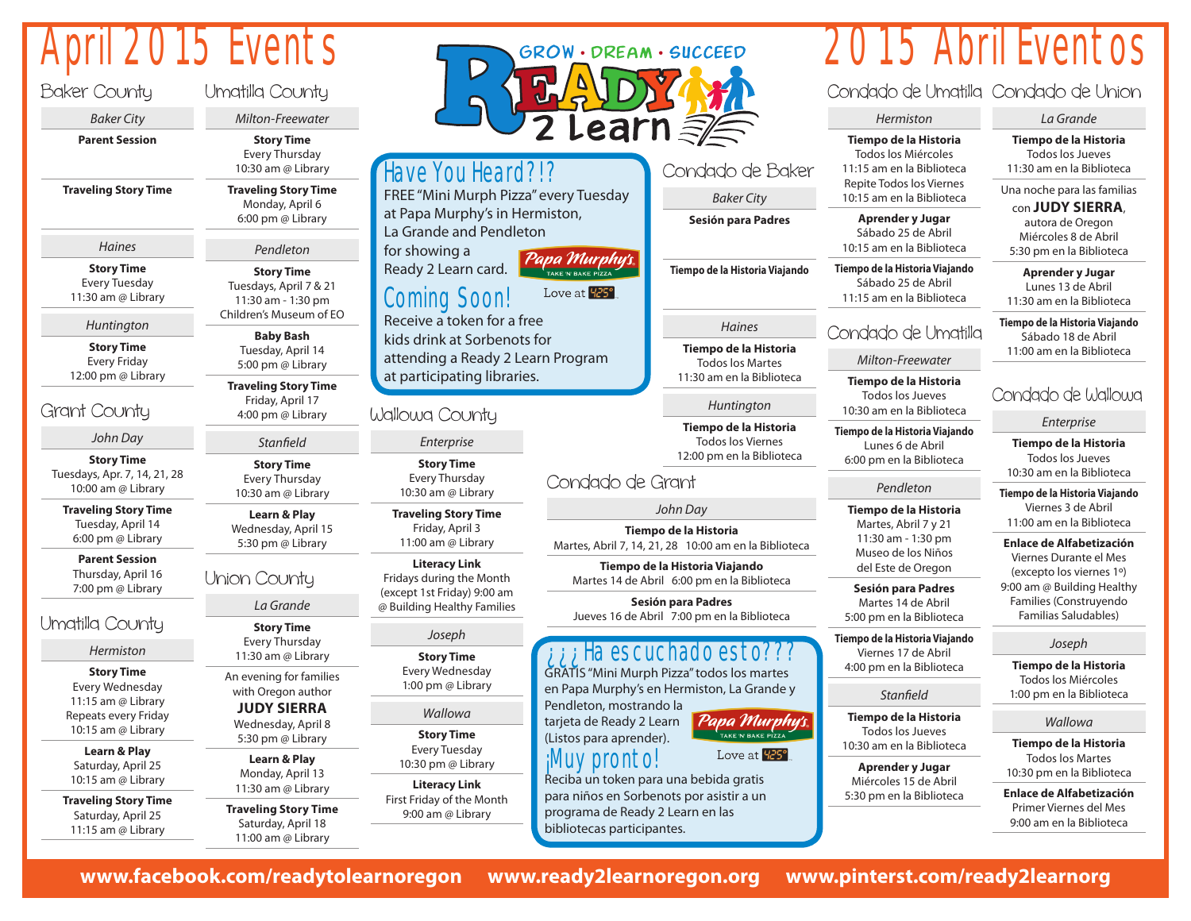# April 2015 Events

## Baker County

### Baker City

**Parent Session**

**Traveling Story Time**

### Haines

**Story Time**
Every Tuesday
11:30 am @ Library

### Huntington

**Story Time**
Every Friday
12:00 pm @ Library

## Grant County

### John Day

**Story Time**
Tuesdays, Apr. 7, 14, 21, 28
10:00 am @ Library

**Traveling Story Time**
Tuesday, April 14
6:00 pm @ Library

**Parent Session**
Thursday, April 16
7:00 pm @ Library

## Umatilla County

### Hermiston

**Story Time**
Every Wednesday
11:15 am @ Library
Repeats every Friday
10:15 am @ Library

**Learn & Play**
Saturday, April 25
10:15 am @ Library

**Traveling Story Time**
Saturday, April 25
11:15 am @ Library

### Milton-Freewater

**Story Time**
Every Thursday
10:30 am @ Library

**Traveling Story Time**
Monday, April 6
6:00 pm @ Library

### Pendleton

**Story Time**
Tuesdays, April 7 & 21
11:30 am - 1:30 pm
Children's Museum of EO

**Baby Bash**
Tuesday, April 14
5:00 pm @ Library

**Traveling Story Time**
Friday, April 17
4:00 pm @ Library

### Stanfield

**Story Time**
Every Thursday
10:30 am @ Library

**Learn & Play**
Wednesday, April 15
5:30 pm @ Library

## Union County

### La Grande

**Story Time**
Every Thursday
11:30 am @ Library

An evening for families
with Oregon author
**JUDY SIERRA**
Wednesday, April 8
5:30 pm @ Library

**Learn & Play**
Monday, April 13
11:30 am @ Library

**Traveling Story Time**
Saturday, April 18
11:00 am @ Library

## Have You Heard?!?

FREE "Mini Murph Pizza" every Tuesday at Papa Murphy's in Hermiston, La Grande and Pendleton for showing a Ready 2 Learn card.

Papa Murphy's TAKE 'N' BAKE PIZZA — Love at 425°

## Coming Soon!

Receive a token for a free kids drink at Sorbenots for attending a Ready 2 Learn Program at participating libraries.

## Wallowa County

### Enterprise

**Story Time**
Every Thursday
10:30 am @ Library

**Traveling Story Time**
Friday, April 3
11:00 am @ Library

**Literacy Link**
Fridays during the Month
(except 1st Friday) 9:00 am
@ Building Healthy Families

### Joseph

**Story Time**
Every Wednesday
1:00 pm @ Library

### Wallowa

**Story Time**
Every Tuesday
10:30 pm @ Library

**Literacy Link**
First Friday of the Month
9:00 am @ Library

---

GROW • DREAM • SUCCEED — READY 2 Learn

---

# 2015 Abril Eventos

## Condado de Baker

### Baker City

**Sesión para Padres**

**Tiempo de la Historia Viajando**

### Haines

**Tiempo de la Historia**
Todos los Martes
11:30 am en la Biblioteca

### Huntington

**Tiempo de la Historia**
Todos los Viernes
12:00 pm en la Biblioteca

## Condado de Grant

### John Day

**Tiempo de la Historia**
Martes, Abril 7, 14, 21, 28 10:00 am en la Biblioteca

**Tiempo de la Historia Viajando**
Martes 14 de Abril 6:00 pm en la Biblioteca

**Sesión para Padres**
Jueves 16 de Abril 7:00 pm en la Biblioteca

## ¿¿¿Ha escuchado esto???

GRATIS "Mini Murph Pizza" todos los martes en Papa Murphy's en Hermiston, La Grande y Pendleton, mostrando la tarjeta de Ready 2 Learn (Listos para aprender).

Papa Murphy's TAKE 'N' BAKE PIZZA — Love at 425°

## ¡Muy pronto!

Reciba un token para una bebida gratis para niños en Sorbenots por asistir a un programa de Ready 2 Learn en las bibliotecas participantes.

## Condado de Umatilla

### Hermiston

**Tiempo de la Historia**
Todos los Miércoles
11:15 am en la Biblioteca
Repite Todos los Viernes
10:15 am en la Biblioteca

**Aprender y Jugar**
Sábado 25 de Abril
10:15 am en la Biblioteca

**Tiempo de la Historia Viajando**
Sábado 25 de Abril
11:15 am en la Biblioteca

## Condado de Umatilla

### Milton-Freewater

**Tiempo de la Historia**
Todos los Jueves
10:30 am en la Biblioteca

**Tiempo de la Historia Viajando**
Lunes 6 de Abril
6:00 pm en la Biblioteca

### Pendleton

**Tiempo de la Historia**
Martes, Abril 7 y 21
11:30 am - 1:30 pm
Museo de los Niños
del Este de Oregon

**Sesión para Padres**
Martes 14 de Abril
5:00 pm en la Biblioteca

**Tiempo de la Historia Viajando**
Viernes 17 de Abril
4:00 pm en la Biblioteca

### Stanfield

**Tiempo de la Historia**
Todos los Jueves
10:30 am en la Biblioteca

**Aprender y Jugar**
Miércoles 15 de Abril
5:30 pm en la Biblioteca

## Condado de Union

### La Grande

**Tiempo de la Historia**
Todos los Jueves
11:30 am en la Biblioteca

Una noche para las familias
con **JUDY SIERRA**,
autora de Oregon
Miércoles 8 de Abril
5:30 pm en la Biblioteca

**Aprender y Jugar**
Lunes 13 de Abril
11:30 am en la Biblioteca

**Tiempo de la Historia Viajando**
Sábado 18 de Abril
11:00 am en la Biblioteca

## Condado de Wallowa

### Enterprise

**Tiempo de la Historia**
Todos los Jueves
10:30 am en la Biblioteca

**Tiempo de la Historia Viajando**
Viernes 3 de Abril
11:00 am en la Biblioteca

**Enlace de Alfabetización**
Viernes Durante el Mes
(excepto los viernes 1º)
9:00 am @ Building Healthy
Families (Construyendo
Familias Saludables)

### Joseph

**Tiempo de la Historia**
Todos los Miércoles
1:00 pm en la Biblioteca

### Wallowa

**Tiempo de la Historia**
Todos los Martes
10:30 pm en la Biblioteca

**Enlace de Alfabetización**
Primer Viernes del Mes
9:00 am en la Biblioteca

---

**www.facebook.com/readytolearnoregon www.ready2learnoregon.org www.pinterest.com/ready2learnorg**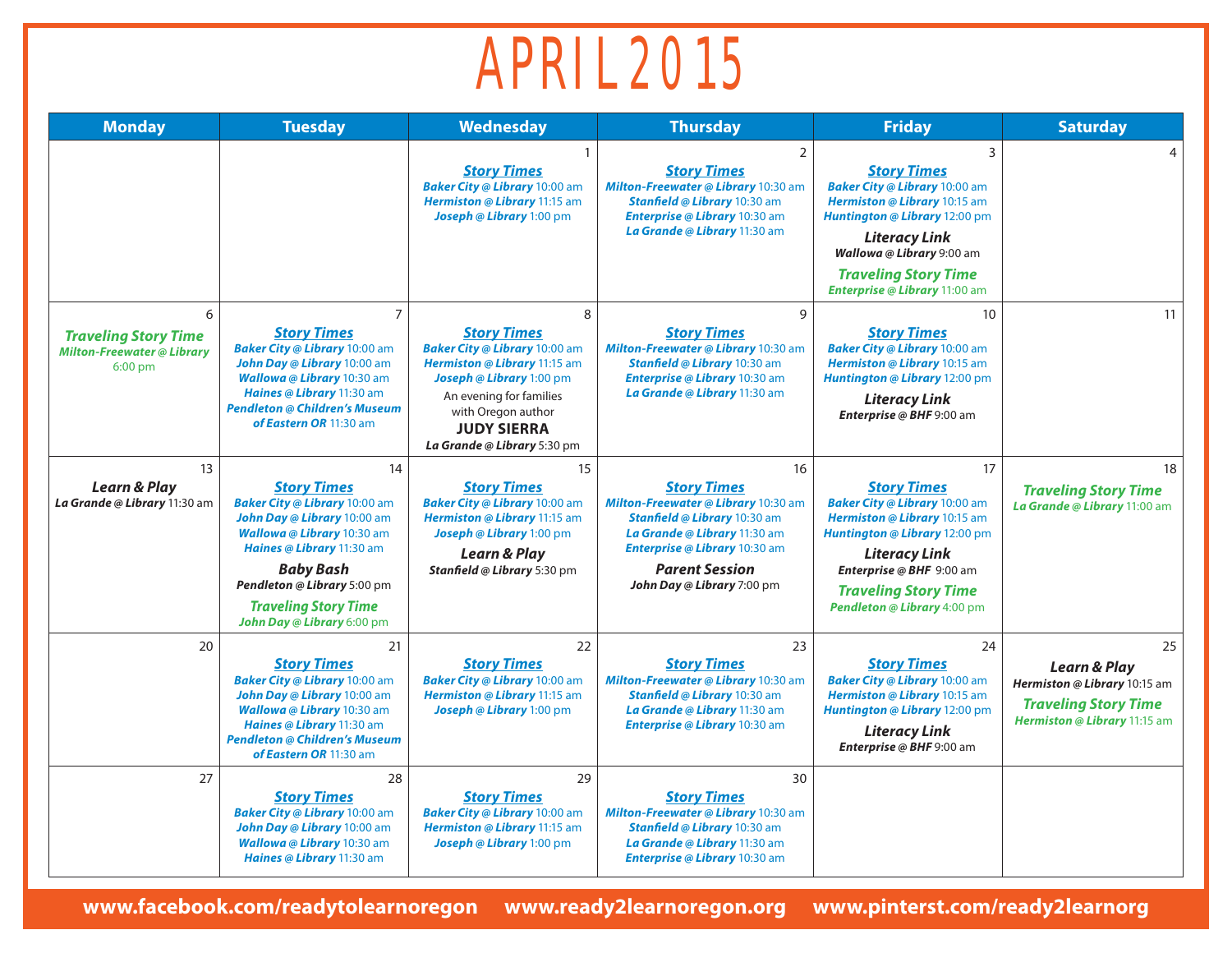# APRIL 2015

| Monday | Tuesday | Wednesday | Thursday | Friday | Saturday |
|---|---|---|---|---|---|
| | | 1<br>**Story Times**<br>***Baker City @ Library*** 10:00 am<br>***Hermiston @ Library*** 11:15 am<br>***Joseph @ Library*** 1:00 pm | 2<br>**Story Times**<br>***Milton-Freewater @ Library*** 10:30 am<br>***Stanfield @ Library*** 10:30 am<br>***Enterprise @ Library*** 10:30 am<br>***La Grande @ Library*** 11:30 am | 3<br>**Story Times**<br>***Baker City @ Library*** 10:00 am<br>***Hermiston @ Library*** 10:15 am<br>***Huntington @ Library*** 12:00 pm<br>***Literacy Link***<br>***Wallowa @ Library*** 9:00 am<br>***Traveling Story Time***<br>***Enterprise @ Library*** 11:00 am | 4 |
| 6<br>***Traveling Story Time***<br>***Milton-Freewater @ Library*** 6:00 pm | 7<br>**Story Times**<br>***Baker City @ Library*** 10:00 am<br>***John Day @ Library*** 10:00 am<br>***Wallowa @ Library*** 10:30 am<br>***Haines @ Library*** 11:30 am<br>***Pendleton @ Children's Museum of Eastern OR*** 11:30 am | 8<br>**Story Times**<br>***Baker City @ Library*** 10:00 am<br>***Hermiston @ Library*** 11:15 am<br>***Joseph @ Library*** 1:00 pm<br>An evening for families with Oregon author<br>**JUDY SIERRA**<br>***La Grande @ Library*** 5:30 pm | 9<br>**Story Times**<br>***Milton-Freewater @ Library*** 10:30 am<br>***Stanfield @ Library*** 10:30 am<br>***Enterprise @ Library*** 10:30 am<br>***La Grande @ Library*** 11:30 am | 10<br>**Story Times**<br>***Baker City @ Library*** 10:00 am<br>***Hermiston @ Library*** 10:15 am<br>***Huntington @ Library*** 12:00 pm<br>***Literacy Link***<br>***Enterprise @ BHF*** 9:00 am | 11 |
| 13<br>***Learn & Play***<br>***La Grande @ Library*** 11:30 am | 14<br>**Story Times**<br>***Baker City @ Library*** 10:00 am<br>***John Day @ Library*** 10:00 am<br>***Wallowa @ Library*** 10:30 am<br>***Haines @ Library*** 11:30 am<br>***Baby Bash***<br>***Pendleton @ Library*** 5:00 pm<br>***Traveling Story Time***<br>***John Day @ Library*** 6:00 pm | 15<br>**Story Times**<br>***Baker City @ Library*** 10:00 am<br>***Hermiston @ Library*** 11:15 am<br>***Joseph @ Library*** 1:00 pm<br>***Learn & Play***<br>***Stanfield @ Library*** 5:30 pm | 16<br>**Story Times**<br>***Milton-Freewater @ Library*** 10:30 am<br>***Stanfield @ Library*** 10:30 am<br>***La Grande @ Library*** 11:30 am<br>***Enterprise @ Library*** 10:30 am<br>***Parent Session***<br>***John Day @ Library*** 7:00 pm | 17<br>**Story Times**<br>***Baker City @ Library*** 10:00 am<br>***Hermiston @ Library*** 10:15 am<br>***Huntington @ Library*** 12:00 pm<br>***Literacy Link***<br>***Enterprise @ BHF*** 9:00 am<br>***Traveling Story Time***<br>***Pendleton @ Library*** 4:00 pm | 18<br>***Traveling Story Time***<br>***La Grande @ Library*** 11:00 am |
| 20 | 21<br>**Story Times**<br>***Baker City @ Library*** 10:00 am<br>***John Day @ Library*** 10:00 am<br>***Wallowa @ Library*** 10:30 am<br>***Haines @ Library*** 11:30 am<br>***Pendleton @ Children's Museum of Eastern OR*** 11:30 am | 22<br>**Story Times**<br>***Baker City @ Library*** 10:00 am<br>***Hermiston @ Library*** 11:15 am<br>***Joseph @ Library*** 1:00 pm | 23<br>**Story Times**<br>***Milton-Freewater @ Library*** 10:30 am<br>***Stanfield @ Library*** 10:30 am<br>***La Grande @ Library*** 11:30 am<br>***Enterprise @ Library*** 10:30 am | 24<br>**Story Times**<br>***Baker City @ Library*** 10:00 am<br>***Hermiston @ Library*** 10:15 am<br>***Huntington @ Library*** 12:00 pm<br>***Literacy Link***<br>***Enterprise @ BHF*** 9:00 am | 25<br>***Learn & Play***<br>***Hermiston @ Library*** 10:15 am<br>***Traveling Story Time***<br>***Hermiston @ Library*** 11:15 am |
| 27 | 28<br>**Story Times**<br>***Baker City @ Library*** 10:00 am<br>***John Day @ Library*** 10:00 am<br>***Wallowa @ Library*** 10:30 am<br>***Haines @ Library*** 11:30 am | 29<br>**Story Times**<br>***Baker City @ Library*** 10:00 am<br>***Hermiston @ Library*** 11:15 am<br>***Joseph @ Library*** 1:00 pm | 30<br>**Story Times**<br>***Milton-Freewater @ Library*** 10:30 am<br>***Stanfield @ Library*** 10:30 am<br>***La Grande @ Library*** 11:30 am<br>***Enterprise @ Library*** 10:30 am | | |

**www.facebook.com/readytolearnoregon    www.ready2learnoregon.org    www.pinterst.com/ready2learnorg**